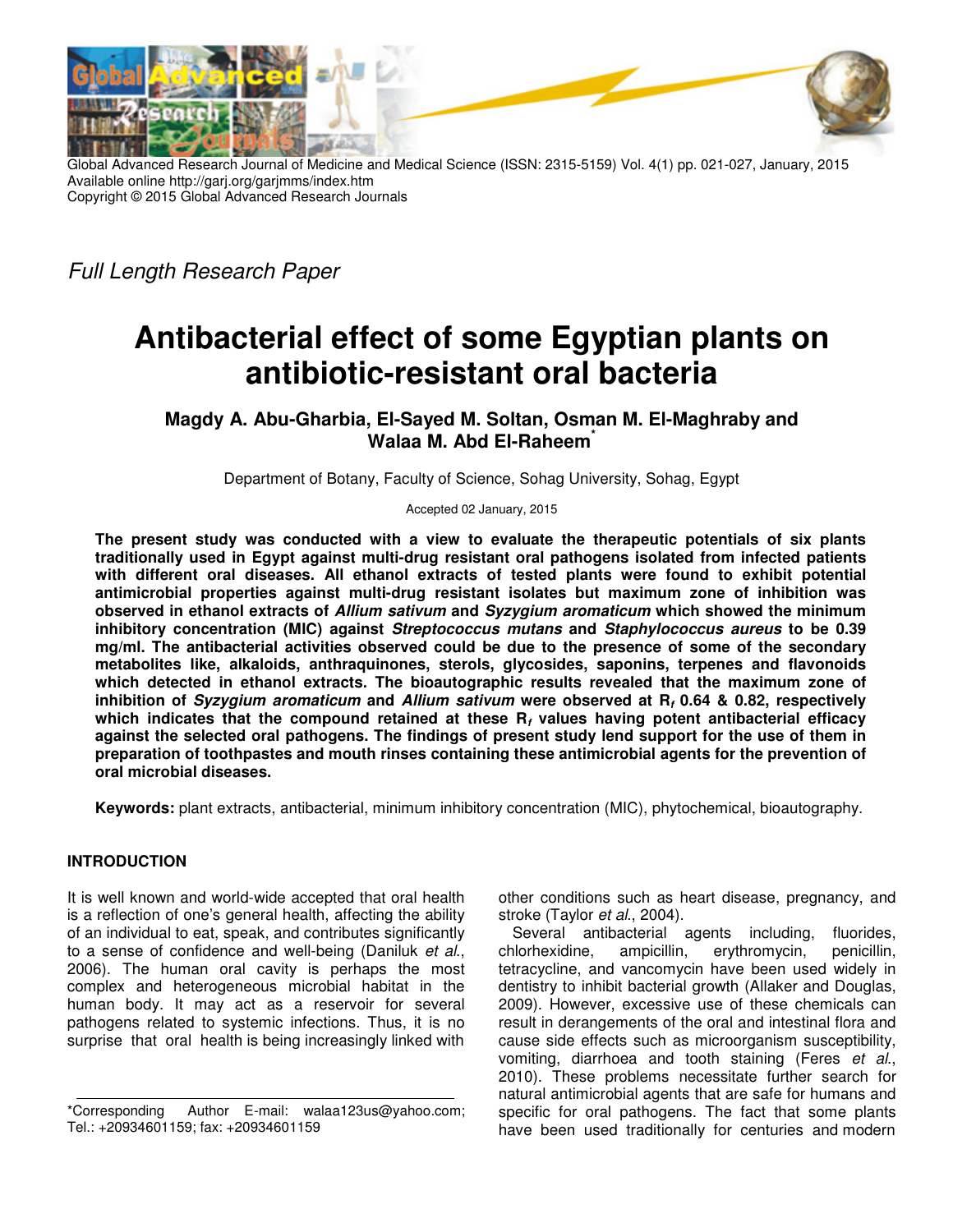Global Advanced Research Journal of Medicine and Medical Science (ISSN: 2315-5159) Vol. 4(1) pp. 021-027, January, 2015
Available online http://garj.org/garjmms/index.htm
Copyright © 2015 Global Advanced Research Journals

*Full Length Research Paper*

# Antibacterial effect of some Egyptian plants on antibiotic-resistant oral bacteria

**Magdy A. Abu-Gharbia, El-Sayed M. Soltan, Osman M. El-Maghraby and Walaa M. Abd El-Raheem***

Department of Botany, Faculty of Science, Sohag University, Sohag, Egypt

Accepted 02 January, 2015

**The present study was conducted with a view to evaluate the therapeutic potentials of six plants traditionally used in Egypt against multi-drug resistant oral pathogens isolated from infected patients with different oral diseases. All ethanol extracts of tested plants were found to exhibit potential antimicrobial properties against multi-drug resistant isolates but maximum zone of inhibition was observed in ethanol extracts of *Allium sativum* and *Syzygium aromaticum* which showed the minimum inhibitory concentration (MIC) against *Streptococcus mutans* and *Staphylococcus aureus* to be 0.39 mg/ml. The antibacterial activities observed could be due to the presence of some of the secondary metabolites like, alkaloids, anthraquinones, sterols, glycosides, saponins, terpenes and flavonoids which detected in ethanol extracts. The bioautographic results revealed that the maximum zone of inhibition of *Syzygium aromaticum* and *Allium sativum* were observed at $R_f$ 0.64 & 0.82, respectively which indicates that the compound retained at these $R_f$ values having potent antibacterial efficacy against the selected oral pathogens. The findings of present study lend support for the use of them in preparation of toothpastes and mouth rinses containing these antimicrobial agents for the prevention of oral microbial diseases.**

**Keywords:** plant extracts, antibacterial, minimum inhibitory concentration (MIC), phytochemical, bioautography.

## INTRODUCTION

It is well known and world-wide accepted that oral health is a reflection of one's general health, affecting the ability of an individual to eat, speak, and contributes significantly to a sense of confidence and well-being (Daniluk *et al*., 2006). The human oral cavity is perhaps the most complex and heterogeneous microbial habitat in the human body. It may act as a reservoir for several pathogens related to systemic infections. Thus, it is no surprise that oral health is being increasingly linked with other conditions such as heart disease, pregnancy, and stroke (Taylor *et al*., 2004).

Several antibacterial agents including, fluorides, chlorhexidine, ampicillin, erythromycin, penicillin, tetracycline, and vancomycin have been used widely in dentistry to inhibit bacterial growth (Allaker and Douglas, 2009). However, excessive use of these chemicals can result in derangements of the oral and intestinal flora and cause side effects such as microorganism susceptibility, vomiting, diarrhoea and tooth staining (Feres *et al*., 2010). These problems necessitate further search for natural antimicrobial agents that are safe for humans and specific for oral pathogens. The fact that some plants have been used traditionally for centuries and modern

*Corresponding Author E-mail: walaa123us@yahoo.com; Tel.: +20934601159; fax: +20934601159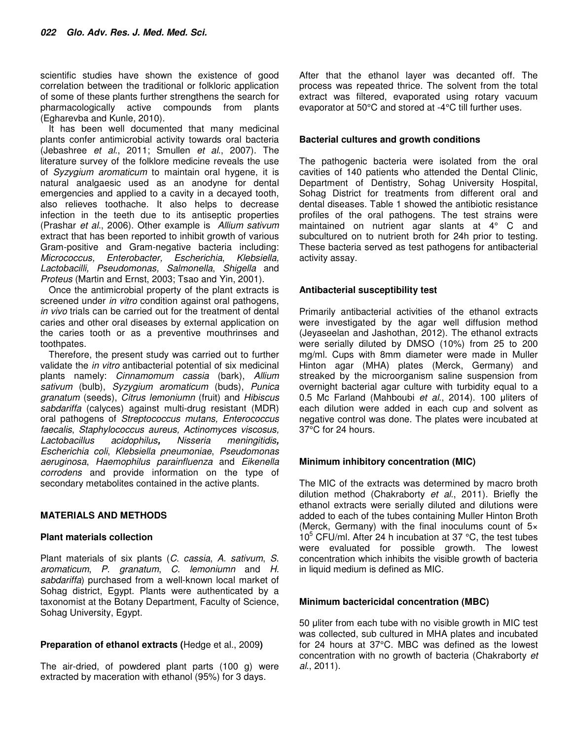scientific studies have shown the existence of good correlation between the traditional or folkloric application of some of these plants further strengthens the search for pharmacologically active compounds from plants (Egharevba and Kunle, 2010).

It has been well documented that many medicinal plants confer antimicrobial activity towards oral bacteria (Jebashree *et al*., 2011; Smullen *et al*., 2007). The literature survey of the folklore medicine reveals the use of *Syzygium aromaticum* to maintain oral hygene, it is natural analgaesic used as an anodyne for dental emergencies and applied to a cavity in a decayed tooth, also relieves toothache. It also helps to decrease infection in the teeth due to its antiseptic properties (Prashar *et al*., 2006). Other example is *Allium sativum* extract that has been reported to inhibit growth of various Gram-positive and Gram-negative bacteria including: *Micrococcus, Enterobacter, Escherichia*, *Klebsiella, Lactobacilli, Pseudomonas, Salmonella*, *Shigella* and *Proteus* (Martin and Ernst, 2003; Tsao and Yin, 2001).

Once the antimicrobial property of the plant extracts is screened under *in vitro* condition against oral pathogens, *in vivo* trials can be carried out for the treatment of dental caries and other oral diseases by external application on the caries tooth or as a preventive mouthrinses and toothpates.

Therefore, the present study was carried out to further validate the *in vitro* antibacterial potential of six medicinal plants namely: *Cinnamomum cassia* (bark), *Allium sativum* (bulb), *Syzygium aromaticum* (buds), *Punica granatum* (seeds), *Citrus lemoniumn* (fruit) and *Hibiscus sabdariffa* (calyces) against multi-drug resistant (MDR) oral pathogens of *Streptococcus mutans, Enterococcus faecalis*, *Staphylococcus aureus, Actinomyces viscosus, Lactobacillus acidophilus***,** *Nisseria meningitidis***,** *Escherichia coli*, *Klebsiella pneumoniae*, *Pseudomonas aeruginosa*, *Haemophilus parainfluenza* and *Eikenella corrodens* and provide information on the type of secondary metabolites contained in the active plants.

## MATERIALS AND METHODS

### Plant materials collection

Plant materials of six plants (*C. cassia*, *A. sativum*, *S. aromaticum*, *P. granatum*, *C. lemoniumn* and *H. sabdariffa*) purchased from a well-known local market of Sohag district, Egypt. Plants were authenticated by a taxonomist at the Botany Department, Faculty of Science, Sohag University, Egypt.

### Preparation of ethanol extracts (Hedge et al., 2009)

The air-dried, of powdered plant parts (100 g) were extracted by maceration with ethanol (95%) for 3 days. After that the ethanol layer was decanted off. The process was repeated thrice. The solvent from the total extract was filtered, evaporated using rotary vacuum evaporator at 50°C and stored at -4°C till further uses.

### Bacterial cultures and growth conditions

The pathogenic bacteria were isolated from the oral cavities of 140 patients who attended the Dental Clinic, Department of Dentistry, Sohag University Hospital, Sohag District for treatments from different oral and dental diseases. Table 1 showed the antibiotic resistance profiles of the oral pathogens. The test strains were maintained on nutrient agar slants at 4° C and subcultured on to nutrient broth for 24h prior to testing. These bacteria served as test pathogens for antibacterial activity assay.

### Antibacterial susceptibility test

Primarily antibacterial activities of the ethanol extracts were investigated by the agar well diffusion method (Jeyaseelan and Jashothan, 2012). The ethanol extracts were serially diluted by DMSO (10%) from 25 to 200 mg/ml. Cups with 8mm diameter were made in Muller Hinton agar (MHA) plates (Merck, Germany) and streaked by the microorganism saline suspension from overnight bacterial agar culture with turbidity equal to a 0.5 Mc Farland (Mahboubi *et al*., 2014). 100 µliters of each dilution were added in each cup and solvent as negative control was done. The plates were incubated at 37°C for 24 hours.

### Minimum inhibitory concentration (MIC)

The MIC of the extracts was determined by macro broth dilution method (Chakraborty *et al*., 2011). Briefly the ethanol extracts were serially diluted and dilutions were added to each of the tubes containing Muller Hinton Broth (Merck, Germany) with the final inoculums count of $5\times 10^5$ CFU/ml. After 24 h incubation at 37 °C, the test tubes were evaluated for possible growth. The lowest concentration which inhibits the visible growth of bacteria in liquid medium is defined as MIC.

### Minimum bactericidal concentration (MBC)

50 µliter from each tube with no visible growth in MIC test was collected, sub cultured in MHA plates and incubated for 24 hours at 37°C. MBC was defined as the lowest concentration with no growth of bacteria (Chakraborty *et al*., 2011).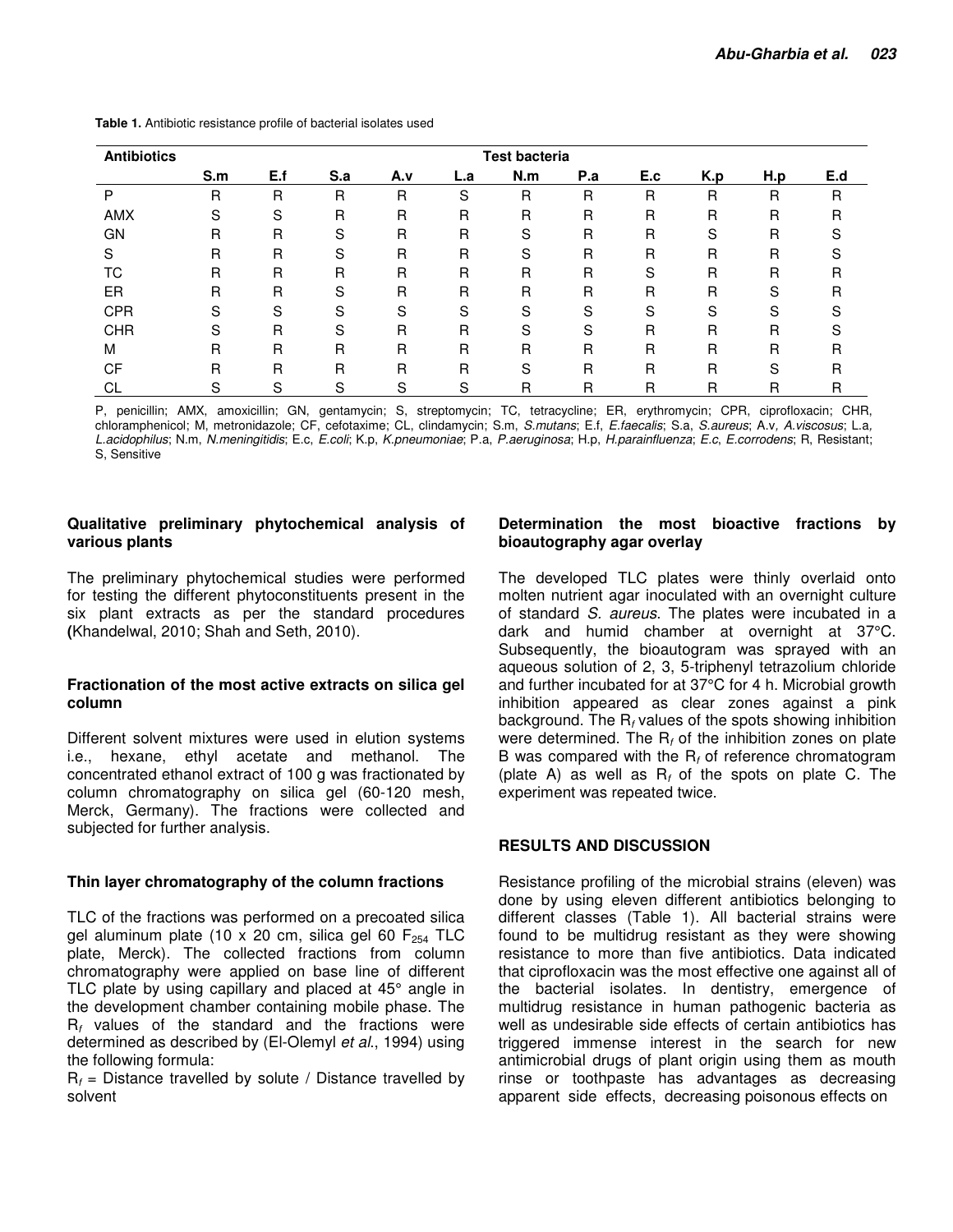**Table 1.** Antibiotic resistance profile of bacterial isolates used

| Antibiotics | Test bacteria | | | | | | | | | | |
|---|---|---|---|---|---|---|---|---|---|---|---|
| | S.m | E.f | S.a | A.v | L.a | N.m | P.a | E.c | K.p | H.p | E.d |
| P | R | R | R | R | S | R | R | R | R | R | R |
| AMX | S | S | R | R | R | R | R | R | R | R | R |
| GN | R | R | S | R | R | S | R | R | S | R | S |
| S | R | R | S | R | R | S | R | R | R | R | S |
| TC | R | R | R | R | R | R | R | S | R | R | R |
| ER | R | R | S | R | R | R | R | R | R | S | R |
| CPR | S | S | S | S | S | S | S | S | S | S | S |
| CHR | S | R | S | R | R | S | S | R | R | R | S |
| M | R | R | R | R | R | R | R | R | R | R | R |
| CF | R | R | R | R | R | S | R | R | R | S | R |
| CL | S | S | S | S | S | R | R | R | R | R | R |

P, penicillin; AMX, amoxicillin; GN, gentamycin; S, streptomycin; TC, tetracycline; ER, erythromycin; CPR, ciprofloxacin; CHR, chloramphenicol; M, metronidazole; CF, cefotaxime; CL, clindamycin; S.m, *S.mutans*; E.f, *E.faecalis*; S.a, *S.aureus*; A.v, *A.viscosus*; L.a, *L.acidophilus*; N.m, *N.meningitidis*; E.c, *E.coli*; K.p, *K.pneumoniae*; P.a, *P.aeruginosa*; H.p, *H.parainfluenza*; *E.c*, *E.corrodens*; R, Resistant; S, Sensitive

### Qualitative preliminary phytochemical analysis of various plants

The preliminary phytochemical studies were performed for testing the different phytoconstituents present in the six plant extracts as per the standard procedures **(**Khandelwal, 2010; Shah and Seth, 2010).

### Fractionation of the most active extracts on silica gel column

Different solvent mixtures were used in elution systems i.e., hexane, ethyl acetate and methanol. The concentrated ethanol extract of 100 g was fractionated by column chromatography on silica gel (60-120 mesh, Merck, Germany). The fractions were collected and subjected for further analysis.

### Thin layer chromatography of the column fractions

TLC of the fractions was performed on a precoated silica gel aluminum plate (10 x 20 cm, silica gel 60 $F_{254}$ TLC plate, Merck). The collected fractions from column chromatography were applied on base line of different TLC plate by using capillary and placed at 45° angle in the development chamber containing mobile phase. The $R_f$ values of the standard and the fractions were determined as described by (El-Olemyl *et al.*, 1994) using the following formula:

$R_f$ = Distance travelled by solute / Distance travelled by solvent

### Determination the most bioactive fractions by bioautography agar overlay

The developed TLC plates were thinly overlaid onto molten nutrient agar inoculated with an overnight culture of standard *S. aureus*. The plates were incubated in a dark and humid chamber at overnight at 37°C. Subsequently, the bioautogram was sprayed with an aqueous solution of 2, 3, 5-triphenyl tetrazolium chloride and further incubated for at 37°C for 4 h. Microbial growth inhibition appeared as clear zones against a pink background. The $R_f$ values of the spots showing inhibition were determined. The $R_f$ of the inhibition zones on plate B was compared with the $R_f$ of reference chromatogram (plate A) as well as $R_f$ of the spots on plate C. The experiment was repeated twice.

## RESULTS AND DISCUSSION

Resistance profiling of the microbial strains (eleven) was done by using eleven different antibiotics belonging to different classes (Table 1). All bacterial strains were found to be multidrug resistant as they were showing resistance to more than five antibiotics. Data indicated that ciprofloxacin was the most effective one against all of the bacterial isolates. In dentistry, emergence of multidrug resistance in human pathogenic bacteria as well as undesirable side effects of certain antibiotics has triggered immense interest in the search for new antimicrobial drugs of plant origin using them as mouth rinse or toothpaste has advantages as decreasing apparent side effects, decreasing poisonous effects on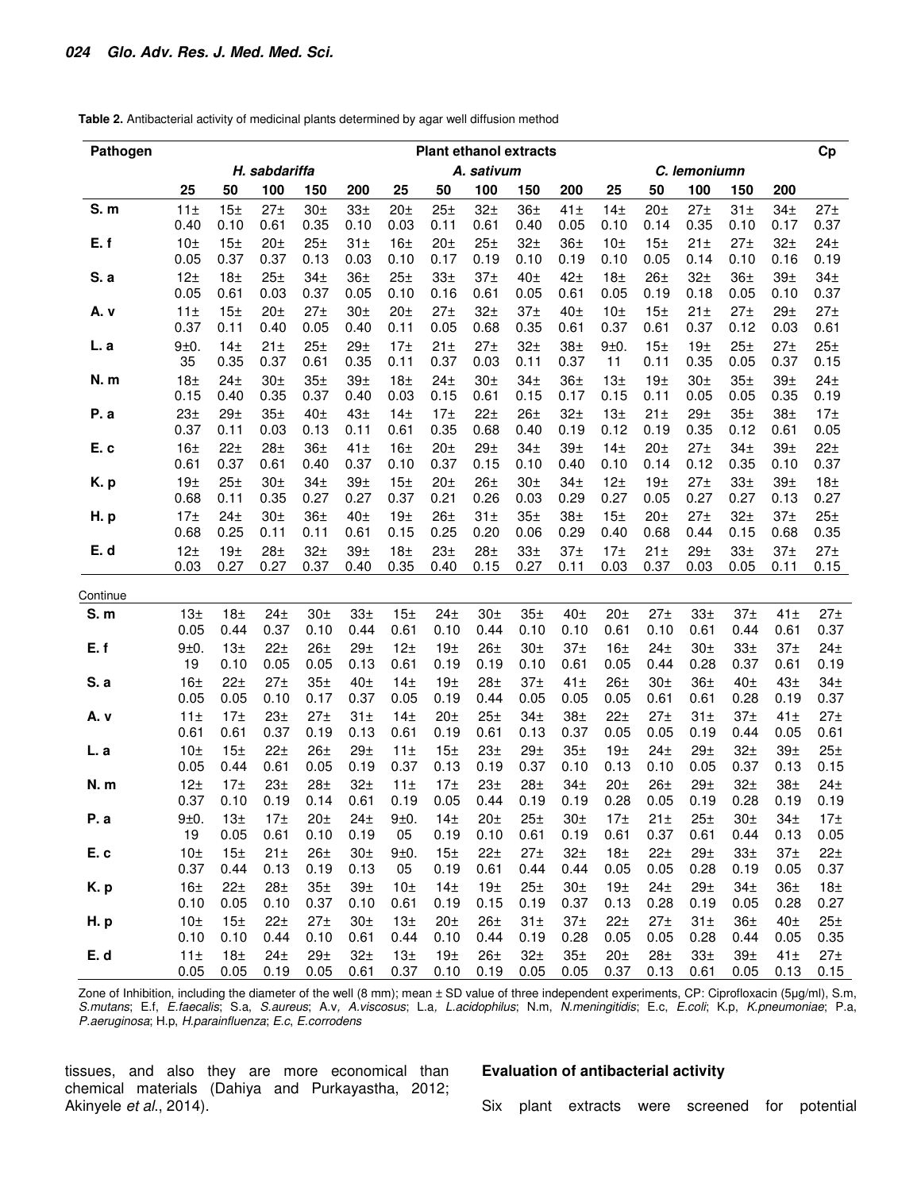**Table 2.** Antibacterial activity of medicinal plants determined by agar well diffusion method

| Pathogen | Plant ethanol extracts | | | | | | | | | | | | | | | Cp |
|---|---|---|---|---|---|---|---|---|---|---|---|---|---|---|---|---|
| | *H. sabdariffa* | | | | | *A. sativum* | | | | | *C. lemoniumn* | | | | | |
| | 25 | 50 | 100 | 150 | 200 | 25 | 50 | 100 | 150 | 200 | 25 | 50 | 100 | 150 | 200 | |
| **S. m** | 11± 0.40 | 15± 0.10 | 27± 0.61 | 30± 0.35 | 33± 0.10 | 20± 0.03 | 25± 0.11 | 32± 0.61 | 36± 0.40 | 41± 0.05 | 14± 0.10 | 20± 0.14 | 27± 0.35 | 31± 0.10 | 34± 0.17 | 27± 0.37 |
| **E. f** | 10± 0.05 | 15± 0.37 | 20± 0.37 | 25± 0.13 | 31± 0.03 | 16± 0.10 | 20± 0.17 | 25± 0.19 | 32± 0.10 | 36± 0.19 | 10± 0.10 | 15± 0.05 | 21± 0.14 | 27± 0.10 | 32± 0.16 | 24± 0.19 |
| **S. a** | 12± 0.05 | 18± 0.61 | 25± 0.03 | 34± 0.37 | 36± 0.05 | 25± 0.10 | 33± 0.16 | 37± 0.61 | 40± 0.05 | 42± 0.61 | 18± 0.05 | 26± 0.19 | 32± 0.18 | 36± 0.05 | 39± 0.10 | 34± 0.37 |
| **A. v** | 11± 0.37 | 15± 0.11 | 20± 0.40 | 27± 0.05 | 30± 0.40 | 20± 0.11 | 27± 0.05 | 32± 0.68 | 37± 0.35 | 40± 0.61 | 10± 0.37 | 15± 0.61 | 21± 0.37 | 27± 0.12 | 29± 0.03 | 27± 0.61 |
| **L. a** | 9±0. 35 | 14± 0.35 | 21± 0.37 | 25± 0.61 | 29± 0.35 | 17± 0.11 | 21± 0.37 | 27± 0.03 | 32± 0.11 | 38± 0.37 | 9±0. 11 | 15± 0.11 | 19± 0.35 | 25± 0.05 | 27± 0.37 | 25± 0.15 |
| **N. m** | 18± 0.15 | 24± 0.40 | 30± 0.35 | 35± 0.37 | 39± 0.40 | 18± 0.03 | 24± 0.15 | 30± 0.61 | 34± 0.15 | 36± 0.17 | 13± 0.15 | 19± 0.11 | 30± 0.05 | 35± 0.05 | 39± 0.35 | 24± 0.19 |
| **P. a** | 23± 0.37 | 29± 0.11 | 35± 0.03 | 40± 0.13 | 43± 0.11 | 14± 0.61 | 17± 0.35 | 22± 0.68 | 26± 0.40 | 32± 0.19 | 13± 0.12 | 21± 0.19 | 29± 0.35 | 35± 0.12 | 38± 0.61 | 17± 0.05 |
| **E. c** | 16± 0.61 | 22± 0.37 | 28± 0.61 | 36± 0.40 | 41± 0.37 | 16± 0.10 | 20± 0.37 | 29± 0.15 | 34± 0.10 | 39± 0.40 | 14± 0.10 | 20± 0.14 | 27± 0.12 | 34± 0.35 | 39± 0.10 | 22± 0.37 |
| **K. p** | 19± 0.68 | 25± 0.11 | 30± 0.35 | 34± 0.27 | 39± 0.27 | 15± 0.37 | 20± 0.21 | 26± 0.26 | 30± 0.03 | 34± 0.29 | 12± 0.27 | 19± 0.05 | 27± 0.27 | 33± 0.27 | 39± 0.13 | 18± 0.27 |
| **H. p** | 17± 0.68 | 24± 0.25 | 30± 0.11 | 36± 0.11 | 40± 0.61 | 19± 0.15 | 26± 0.25 | 31± 0.20 | 35± 0.06 | 38± 0.29 | 15± 0.40 | 20± 0.68 | 27± 0.44 | 32± 0.15 | 37± 0.68 | 25± 0.35 |
| **E. d** | 12± 0.03 | 19± 0.27 | 28± 0.27 | 32± 0.37 | 39± 0.40 | 18± 0.35 | 23± 0.40 | 28± 0.15 | 33± 0.27 | 37± 0.11 | 17± 0.03 | 21± 0.37 | 29± 0.03 | 33± 0.05 | 37± 0.11 | 27± 0.15 |

Continue

| Pathogen | | | | | | | | | | | | | | | | Cp |
|---|---|---|---|---|---|---|---|---|---|---|---|---|---|---|---|---|
| **S. m** | 13± 0.05 | 18± 0.44 | 24± 0.37 | 30± 0.10 | 33± 0.44 | 15± 0.61 | 24± 0.10 | 30± 0.44 | 35± 0.10 | 40± 0.10 | 20± 0.61 | 27± 0.10 | 33± 0.61 | 37± 0.44 | 41± 0.61 | 27± 0.37 |
| **E. f** | 9±0. 19 | 13± 0.10 | 22± 0.05 | 26± 0.05 | 29± 0.13 | 12± 0.61 | 19± 0.19 | 26± 0.19 | 30± 0.10 | 37± 0.61 | 16± 0.05 | 24± 0.44 | 30± 0.28 | 33± 0.37 | 37± 0.61 | 24± 0.19 |
| **S. a** | 16± 0.05 | 22± 0.05 | 27± 0.10 | 35± 0.17 | 40± 0.37 | 14± 0.05 | 19± 0.19 | 28± 0.44 | 37± 0.05 | 41± 0.05 | 26± 0.05 | 30± 0.61 | 36± 0.61 | 40± 0.28 | 43± 0.19 | 34± 0.37 |
| **A. v** | 11± 0.61 | 17± 0.61 | 23± 0.37 | 27± 0.19 | 31± 0.13 | 14± 0.61 | 20± 0.19 | 25± 0.61 | 34± 0.13 | 38± 0.37 | 22± 0.05 | 27± 0.05 | 31± 0.19 | 37± 0.44 | 41± 0.05 | 27± 0.61 |
| **L. a** | 10± 0.05 | 15± 0.44 | 22± 0.61 | 26± 0.05 | 29± 0.19 | 11± 0.37 | 15± 0.13 | 23± 0.19 | 29± 0.37 | 35± 0.10 | 19± 0.13 | 24± 0.10 | 29± 0.05 | 32± 0.37 | 39± 0.13 | 25± 0.15 |
| **N. m** | 12± 0.37 | 17± 0.10 | 23± 0.19 | 28± 0.14 | 32± 0.61 | 11± 0.19 | 17± 0.05 | 23± 0.44 | 28± 0.19 | 34± 0.19 | 20± 0.28 | 26± 0.05 | 29± 0.19 | 32± 0.28 | 38± 0.19 | 24± 0.19 |
| **P. a** | 9±0. 19 | 13± 0.05 | 17± 0.61 | 20± 0.10 | 24± 0.19 | 9±0. 05 | 14± 0.19 | 20± 0.10 | 25± 0.61 | 30± 0.19 | 17± 0.61 | 21± 0.37 | 25± 0.61 | 30± 0.44 | 34± 0.13 | 17± 0.05 |
| **E. c** | 10± 0.37 | 15± 0.44 | 21± 0.13 | 26± 0.19 | 30± 0.13 | 9±0. 05 | 15± 0.19 | 22± 0.61 | 27± 0.44 | 32± 0.44 | 18± 0.05 | 22± 0.05 | 29± 0.28 | 33± 0.19 | 37± 0.05 | 22± 0.37 |
| **K. p** | 16± 0.10 | 22± 0.05 | 28± 0.10 | 35± 0.37 | 39± 0.10 | 10± 0.61 | 14± 0.19 | 19± 0.15 | 25± 0.19 | 30± 0.37 | 19± 0.13 | 24± 0.28 | 29± 0.19 | 34± 0.05 | 36± 0.28 | 18± 0.27 |
| **H. p** | 10± 0.10 | 15± 0.10 | 22± 0.44 | 27± 0.10 | 30± 0.61 | 13± 0.44 | 20± 0.10 | 26± 0.44 | 31± 0.19 | 37± 0.28 | 22± 0.05 | 27± 0.05 | 31± 0.28 | 36± 0.44 | 40± 0.05 | 25± 0.35 |
| **E. d** | 11± 0.05 | 18± 0.05 | 24± 0.19 | 29± 0.05 | 32± 0.61 | 13± 0.37 | 19± 0.10 | 26± 0.19 | 32± 0.05 | 35± 0.05 | 20± 0.37 | 28± 0.13 | 33± 0.61 | 39± 0.05 | 41± 0.13 | 27± 0.15 |

Zone of Inhibition, including the diameter of the well (8 mm); mean ± SD value of three independent experiments, CP: Ciprofloxacin (5µg/ml), S.m, *S.mutans*; E.f, *E.faecalis*; S.a, *S.aureus*; A.v, *A.viscosus*; L.a, *L.acidophilus*; N.m, *N.meningitidis*; E.c, *E.coli*; K.p, *K.pneumoniae*; P.a, *P.aeruginosa*; H.p, *H.parainfluenza*; *E.c*, *E.corrodens*

tissues, and also they are more economical than chemical materials (Dahiya and Purkayastha, 2012; Akinyele *et al*., 2014).

### Evaluation of antibacterial activity

Six plant extracts were screened for potential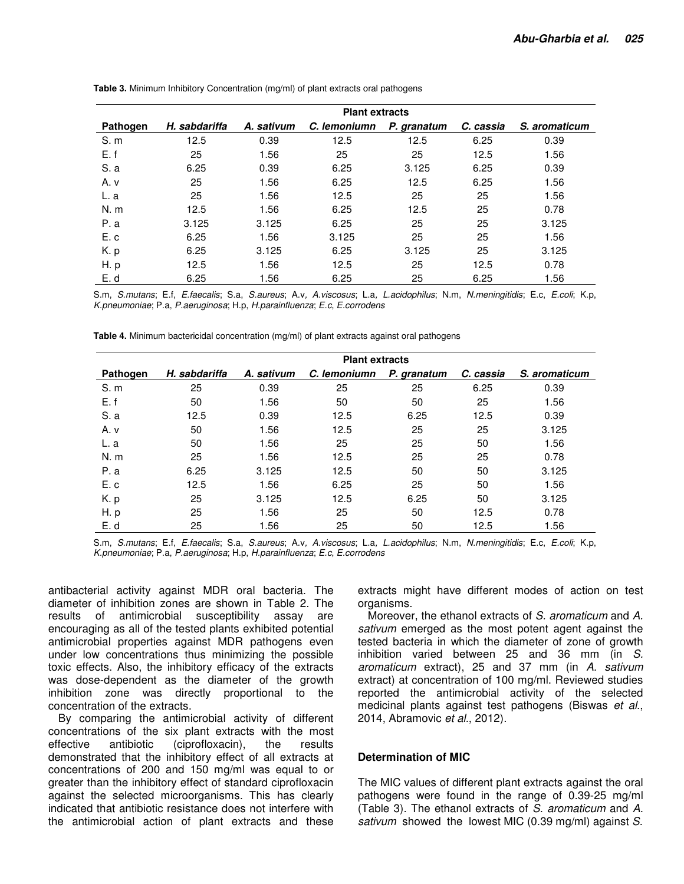**Table 3.** Minimum Inhibitory Concentration (mg/ml) of plant extracts oral pathogens

| Pathogen | Plant extracts | | | | | |
|---|---|---|---|---|---|---|
| | *H. sabdariffa* | *A. sativum* | *C. lemoniumn* | *P. granatum* | *C. cassia* | *S. aromaticum* |
| S. m | 12.5 | 0.39 | 12.5 | 12.5 | 6.25 | 0.39 |
| E. f | 25 | 1.56 | 25 | 25 | 12.5 | 1.56 |
| S. a | 6.25 | 0.39 | 6.25 | 3.125 | 6.25 | 0.39 |
| A. v | 25 | 1.56 | 6.25 | 12.5 | 6.25 | 1.56 |
| L. a | 25 | 1.56 | 12.5 | 25 | 25 | 1.56 |
| N. m | 12.5 | 1.56 | 6.25 | 12.5 | 25 | 0.78 |
| P. a | 3.125 | 3.125 | 6.25 | 25 | 25 | 3.125 |
| E. c | 6.25 | 1.56 | 3.125 | 25 | 25 | 1.56 |
| K. p | 6.25 | 3.125 | 6.25 | 3.125 | 25 | 3.125 |
| H. p | 12.5 | 1.56 | 12.5 | 25 | 12.5 | 0.78 |
| E. d | 6.25 | 1.56 | 6.25 | 25 | 6.25 | 1.56 |

S.m, *S.mutans*; E.f, *E.faecalis*; S.a, *S.aureus*; A.v, *A.viscosus*; L.a, *L.acidophilus*; N.m, *N.meningitidis*; E.c, *E.coli*; K.p, *K.pneumoniae*; P.a, *P.aeruginosa*; H.p, *H.parainfluenza*; *E.c*, *E.corrodens*

**Table 4.** Minimum bactericidal concentration (mg/ml) of plant extracts against oral pathogens

| Pathogen | Plant extracts | | | | | |
|---|---|---|---|---|---|---|
| | *H. sabdariffa* | *A. sativum* | *C. lemoniumn* | *P. granatum* | *C. cassia* | *S. aromaticum* |
| S. m | 25 | 0.39 | 25 | 25 | 6.25 | 0.39 |
| E. f | 50 | 1.56 | 50 | 50 | 25 | 1.56 |
| S. a | 12.5 | 0.39 | 12.5 | 6.25 | 12.5 | 0.39 |
| A. v | 50 | 1.56 | 12.5 | 25 | 25 | 3.125 |
| L. a | 50 | 1.56 | 25 | 25 | 50 | 1.56 |
| N. m | 25 | 1.56 | 12.5 | 25 | 25 | 0.78 |
| P. a | 6.25 | 3.125 | 12.5 | 50 | 50 | 3.125 |
| E. c | 12.5 | 1.56 | 6.25 | 25 | 50 | 1.56 |
| K. p | 25 | 3.125 | 12.5 | 6.25 | 50 | 3.125 |
| H. p | 25 | 1.56 | 25 | 50 | 12.5 | 0.78 |
| E. d | 25 | 1.56 | 25 | 50 | 12.5 | 1.56 |

S.m, *S.mutans*; E.f, *E.faecalis*; S.a, *S.aureus*; A.v, *A.viscosus*; L.a, *L.acidophilus*; N.m, *N.meningitidis*; E.c, *E.coli*; K.p, *K.pneumoniae*; P.a, *P.aeruginosa*; H.p, *H.parainfluenza*; *E.c*, *E.corrodens*

antibacterial activity against MDR oral bacteria. The diameter of inhibition zones are shown in Table 2. The results of antimicrobial susceptibility assay are encouraging as all of the tested plants exhibited potential antimicrobial properties against MDR pathogens even under low concentrations thus minimizing the possible toxic effects. Also, the inhibitory efficacy of the extracts was dose-dependent as the diameter of the growth inhibition zone was directly proportional to the concentration of the extracts.

By comparing the antimicrobial activity of different concentrations of the six plant extracts with the most effective antibiotic (ciprofloxacin), the results demonstrated that the inhibitory effect of all extracts at concentrations of 200 and 150 mg/ml was equal to or greater than the inhibitory effect of standard ciprofloxacin against the selected microorganisms. This has clearly indicated that antibiotic resistance does not interfere with the antimicrobial action of plant extracts and these extracts might have different modes of action on test organisms.

Moreover, the ethanol extracts of *S. aromaticum* and *A. sativum* emerged as the most potent agent against the tested bacteria in which the diameter of zone of growth inhibition varied between 25 and 36 mm (in *S. aromaticum* extract), 25 and 37 mm (in *A. sativum* extract) at concentration of 100 mg/ml. Reviewed studies reported the antimicrobial activity of the selected medicinal plants against test pathogens (Biswas *et al.*, 2014, Abramovic *et al.*, 2012).

### Determination of MIC

The MIC values of different plant extracts against the oral pathogens were found in the range of 0.39-25 mg/ml (Table 3). The ethanol extracts of *S. aromaticum* and *A. sativum* showed the lowest MIC (0.39 mg/ml) against *S.*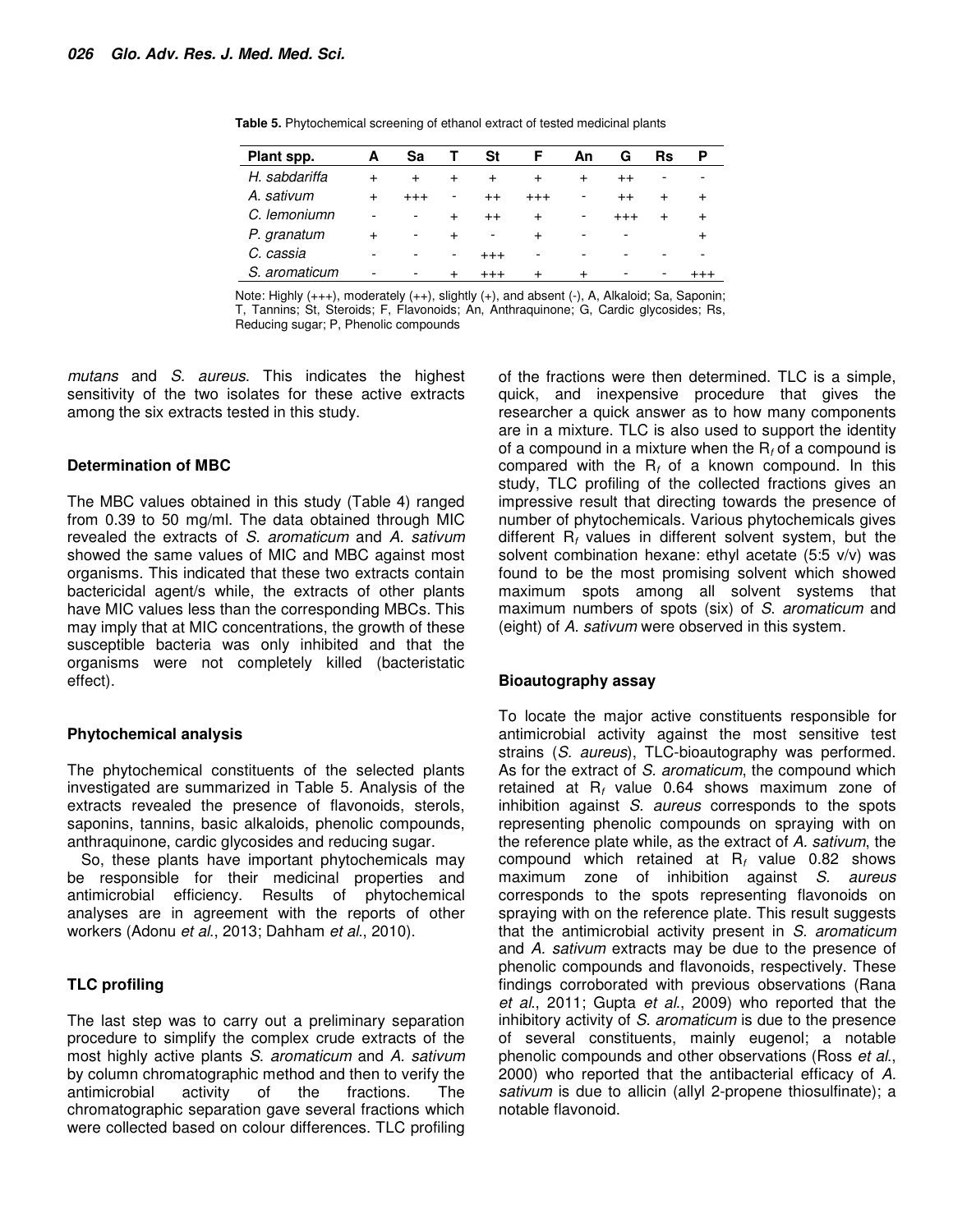**Table 5.** Phytochemical screening of ethanol extract of tested medicinal plants

| Plant spp. | A | Sa | T | St | F | An | G | Rs | P |
|---|---|---|---|---|---|---|---|---|---|
| *H. sabdariffa* | + | + | + | + | + | + | ++ | - | - |
| *A. sativum* | + | +++ | - | ++ | +++ | - | ++ | + | + |
| *C. lemoniumn* | - | - | + | ++ | + | - | +++ | + | + |
| *P. granatum* | + | - | + | - | + | - | - | | + |
| *C. cassia* | - | - | - | +++ | - | - | - | - | - |
| *S. aromaticum* | - | - | + | +++ | + | + | - | - | +++ |

Note: Highly (+++), moderately (++), slightly (+), and absent (-), A, Alkaloid; Sa, Saponin; T, Tannins; St, Steroids; F, Flavonoids; An, Anthraquinone; G, Cardic glycosides; Rs, Reducing sugar; P, Phenolic compounds

*mutans* and *S. aureus*. This indicates the highest sensitivity of the two isolates for these active extracts among the six extracts tested in this study.

### Determination of MBC

The MBC values obtained in this study (Table 4) ranged from 0.39 to 50 mg/ml. The data obtained through MIC revealed the extracts of *S. aromaticum* and *A. sativum* showed the same values of MIC and MBC against most organisms. This indicated that these two extracts contain bactericidal agent/s while, the extracts of other plants have MIC values less than the corresponding MBCs. This may imply that at MIC concentrations, the growth of these susceptible bacteria was only inhibited and that the organisms were not completely killed (bacteristatic effect).

### Phytochemical analysis

The phytochemical constituents of the selected plants investigated are summarized in Table 5. Analysis of the extracts revealed the presence of flavonoids, sterols, saponins, tannins, basic alkaloids, phenolic compounds, anthraquinone, cardic glycosides and reducing sugar.

So, these plants have important phytochemicals may be responsible for their medicinal properties and antimicrobial efficiency. Results of phytochemical analyses are in agreement with the reports of other workers (Adonu *et al*., 2013; Dahham *et al*., 2010).

### TLC profiling

The last step was to carry out a preliminary separation procedure to simplify the complex crude extracts of the most highly active plants *S. aromaticum* and *A. sativum* by column chromatographic method and then to verify the antimicrobial activity of the fractions. The chromatographic separation gave several fractions which were collected based on colour differences. TLC profiling of the fractions were then determined. TLC is a simple, quick, and inexpensive procedure that gives the researcher a quick answer as to how many components are in a mixture. TLC is also used to support the identity of a compound in a mixture when the $R_f$ of a compound is compared with the $R_f$ of a known compound. In this study, TLC profiling of the collected fractions gives an impressive result that directing towards the presence of number of phytochemicals. Various phytochemicals gives different $R_f$ values in different solvent system, but the solvent combination hexane: ethyl acetate (5:5 v/v) was found to be the most promising solvent which showed maximum spots among all solvent systems that maximum numbers of spots (six) of *S. aromaticum* and (eight) of *A. sativum* were observed in this system.

### Bioautography assay

To locate the major active constituents responsible for antimicrobial activity against the most sensitive test strains (*S. aureus*), TLC-bioautography was performed. As for the extract of *S. aromaticum*, the compound which retained at $R_f$ value 0.64 shows maximum zone of inhibition against *S. aureus* corresponds to the spots representing phenolic compounds on spraying with on the reference plate while, as the extract of *A. sativum*, the compound which retained at $R_f$ value 0.82 shows maximum zone of inhibition against *S. aureus* corresponds to the spots representing flavonoids on spraying with on the reference plate. This result suggests that the antimicrobial activity present in *S. aromaticum* and *A. sativum* extracts may be due to the presence of phenolic compounds and flavonoids, respectively. These findings corroborated with previous observations (Rana *et al*., 2011; Gupta *et al*., 2009) who reported that the inhibitory activity of *S. aromaticum* is due to the presence of several constituents, mainly eugenol; a notable phenolic compounds and other observations (Ross *et al*., 2000) who reported that the antibacterial efficacy of *A. sativum* is due to allicin (allyl 2-propene thiosulfinate); a notable flavonoid.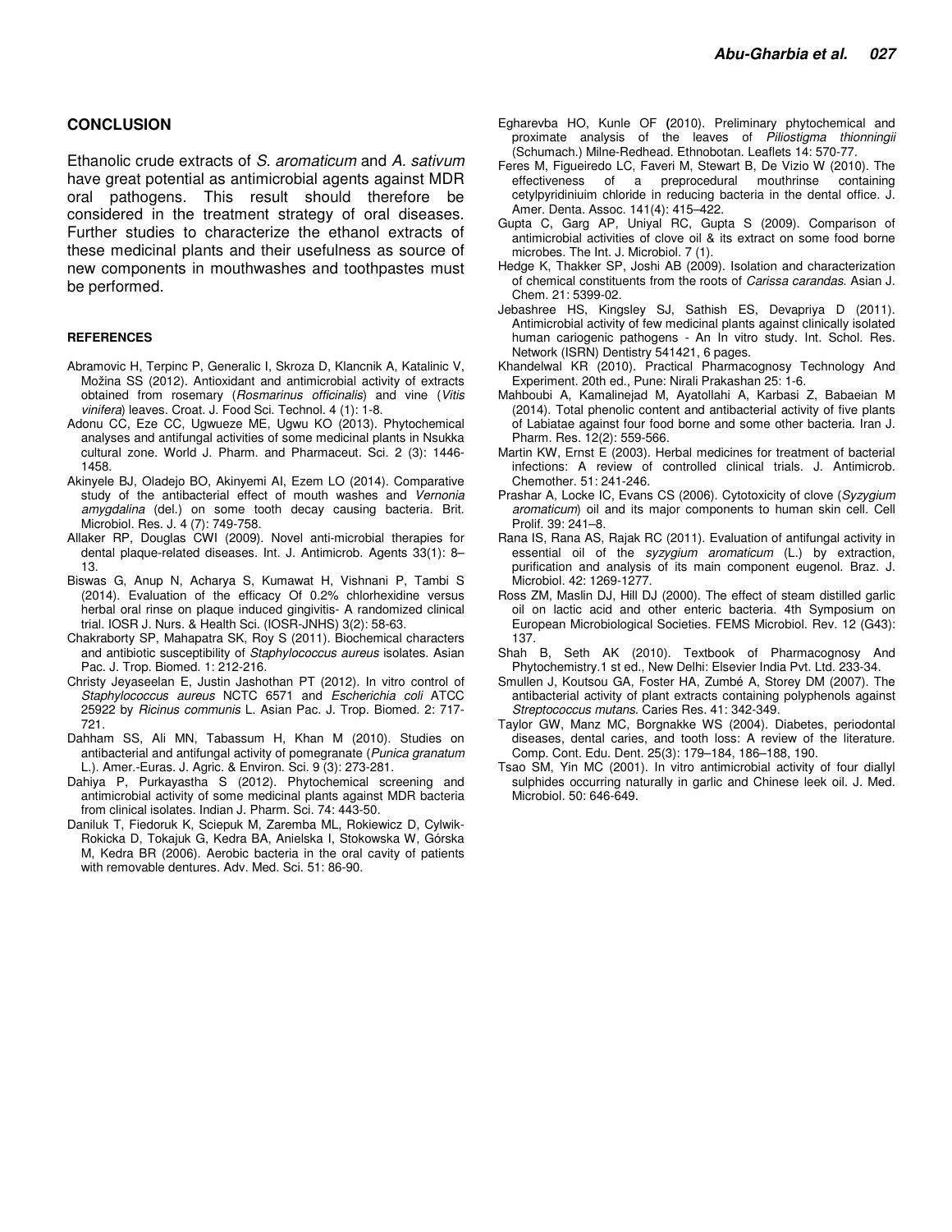## CONCLUSION

Ethanolic crude extracts of *S. aromaticum* and *A. sativum* have great potential as antimicrobial agents against MDR oral pathogens. This result should therefore be considered in the treatment strategy of oral diseases. Further studies to characterize the ethanol extracts of these medicinal plants and their usefulness as source of new components in mouthwashes and toothpastes must be performed.

### REFERENCES

Abramovic H, Terpinc P, Generalic I, Skroza D, Klancnik A, Katalinic V, Možina SS (2012). Antioxidant and antimicrobial activity of extracts obtained from rosemary (*Rosmarinus officinalis*) and vine (*Vitis vinifera*) leaves. Croat. J. Food Sci. Technol. 4 (1): 1-8.

Adonu CC, Eze CC, Ugwueze ME, Ugwu KO (2013). Phytochemical analyses and antifungal activities of some medicinal plants in Nsukka cultural zone. World J. Pharm. and Pharmaceut. Sci. 2 (3): 1446-1458.

Akinyele BJ, Oladejo BO, Akinyemi AI, Ezem LO (2014). Comparative study of the antibacterial effect of mouth washes and *Vernonia amygdalina* (del.) on some tooth decay causing bacteria. Brit. Microbiol. Res. J. 4 (7): 749-758.

Allaker RP, Douglas CWI (2009). Novel anti-microbial therapies for dental plaque-related diseases. Int. J. Antimicrob. Agents 33(1): 8–13.

Biswas G, Anup N, Acharya S, Kumawat H, Vishnani P, Tambi S (2014). Evaluation of the efficacy Of 0.2% chlorhexidine versus herbal oral rinse on plaque induced gingivitis- A randomized clinical trial. IOSR J. Nurs. & Health Sci. (IOSR-JNHS) 3(2): 58-63.

Chakraborty SP, Mahapatra SK, Roy S (2011). Biochemical characters and antibiotic susceptibility of *Staphylococcus aureus* isolates. Asian Pac. J. Trop. Biomed. 1: 212-216.

Christy Jeyaseelan E, Justin Jashothan PT (2012). In vitro control of *Staphylococcus aureus* NCTC 6571 and *Escherichia coli* ATCC 25922 by *Ricinus communis* L. Asian Pac. J. Trop. Biomed. 2: 717-721.

Dahham SS, Ali MN, Tabassum H, Khan M (2010). Studies on antibacterial and antifungal activity of pomegranate (*Punica granatum* L.). Amer.-Euras. J. Agric. & Environ. Sci. 9 (3): 273-281.

Dahiya P, Purkayastha S (2012). Phytochemical screening and antimicrobial activity of some medicinal plants against MDR bacteria from clinical isolates. Indian J. Pharm. Sci. 74: 443-50.

Daniluk T, Fiedoruk K, Sciepuk M, Zaremba ML, Rokiewicz D, Cylwik-Rokicka D, Tokajuk G, Kedra BA, Anielska I, Stokowska W, Górska M, Kedra BR (2006). Aerobic bacteria in the oral cavity of patients with removable dentures. Adv. Med. Sci. 51: 86-90.

Egharevba HO, Kunle OF (2010). Preliminary phytochemical and proximate analysis of the leaves of *Piliostigma thionningii* (Schumach.) Milne-Redhead. Ethnobotan. Leaflets 14: 570-77.

Feres M, Figueiredo LC, Faveri M, Stewart B, De Vizio W (2010). The effectiveness of a preprocedural mouthrinse containing cetylpyridiniuim chloride in reducing bacteria in the dental office. J. Amer. Denta. Assoc. 141(4): 415–422.

Gupta C, Garg AP, Uniyal RC, Gupta S (2009). Comparison of antimicrobial activities of clove oil & its extract on some food borne microbes. The Int. J. Microbiol. 7 (1).

Hedge K, Thakker SP, Joshi AB (2009). Isolation and characterization of chemical constituents from the roots of *Carissa carandas*. Asian J. Chem. 21: 5399-02.

Jebashree HS, Kingsley SJ, Sathish ES, Devapriya D (2011). Antimicrobial activity of few medicinal plants against clinically isolated human cariogenic pathogens - An In vitro study. Int. Schol. Res. Network (ISRN) Dentistry 541421, 6 pages.

Khandelwal KR (2010). Practical Pharmacognosy Technology And Experiment. 20th ed., Pune: Nirali Prakashan 25: 1-6.

Mahboubi A, Kamalinejad M, Ayatollahi A, Karbasi Z, Babaeian M (2014). Total phenolic content and antibacterial activity of five plants of Labiatae against four food borne and some other bacteria. Iran J. Pharm. Res. 12(2): 559-566.

Martin KW, Ernst E (2003). Herbal medicines for treatment of bacterial infections: A review of controlled clinical trials. J. Antimicrob. Chemother. 51: 241-246.

Prashar A, Locke IC, Evans CS (2006). Cytotoxicity of clove (*Syzygium aromaticum*) oil and its major components to human skin cell. Cell Prolif. 39: 241–8.

Rana IS, Rana AS, Rajak RC (2011). Evaluation of antifungal activity in essential oil of the *syzygium aromaticum* (L.) by extraction, purification and analysis of its main component eugenol. Braz. J. Microbiol. 42: 1269-1277.

Ross ZM, Maslin DJ, Hill DJ (2000). The effect of steam distilled garlic oil on lactic acid and other enteric bacteria. 4th Symposium on European Microbiological Societies. FEMS Microbiol. Rev. 12 (G43): 137.

Shah B, Seth AK (2010). Textbook of Pharmacognosy And Phytochemistry.1 st ed., New Delhi: Elsevier India Pvt. Ltd. 233-34.

Smullen J, Koutsou GA, Foster HA, Zumbé A, Storey DM (2007). The antibacterial activity of plant extracts containing polyphenols against *Streptococcus mutans*. Caries Res. 41: 342-349.

Taylor GW, Manz MC, Borgnakke WS (2004). Diabetes, periodontal diseases, dental caries, and tooth loss: A review of the literature. Comp. Cont. Edu. Dent. 25(3): 179–184, 186–188, 190.

Tsao SM, Yin MC (2001). In vitro antimicrobial activity of four diallyl sulphides occurring naturally in garlic and Chinese leek oil. J. Med. Microbiol. 50: 646-649.